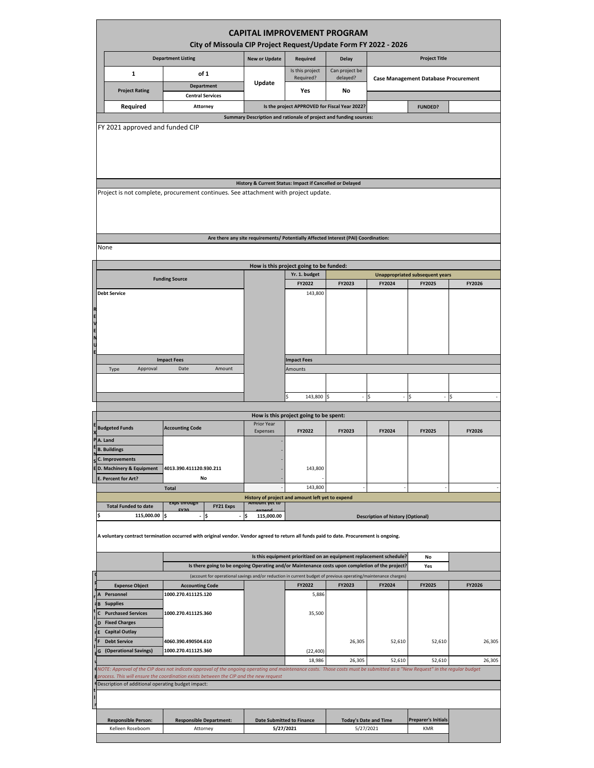# CAPITAL IMPROVEMENT PROGRAM

## City of Missoula CIP Project Request/Update Form FY 2022 - 2026

| Department Listing | | New or Update | Required | Delay | Project Title |
|---|---|---|---|---|---|
| 1 | of 1 | Update | Is this project Required? | Can project be delayed? | Case Management Database Procurement |
| Project Rating | Department: Central Services | | Yes | No | |
| Required | Attorney | Is the project APPROVED for Fiscal Year 2022? | | FUNDED? | |

**Summary Description and rationale of project and funding sources:**

FY 2021 approved and funded CIP

**History & Current Status: Impact if Cancelled or Delayed**

Project is not complete, procurement continues. See attachment with project update.

**Are there any site requirements/ Potentially Affected Interest (PAI) Coordination:**

None

### How is this project going to be funded:

| REVENUE - Funding Source | | Yr. 1. budget FY2022 | Unappropriated subsequent years FY2023 | FY2024 | FY2025 | FY2026 |
|---|---|---|---|---|---|---|
| Debt Service | | 143,800 | | | | |
| **Impact Fees** (Type / Approval / Date / Amount) | | **Impact Fees** Amounts | | | | |
| | | | | | | |
| | | $ 143,800 | $ - | $ - | $ - | $ - |

### How is this project going to be spent:

| EXPENSES - Budgeted Funds | Accounting Code | Prior Year Expenses | FY2022 | FY2023 | FY2024 | FY2025 | FY2026 |
|---|---|---|---|---|---|---|---|
| A. Land | | - | | | | | |
| B. Buildings | | - | | | | | |
| C. Improvements | | - | | | | | |
| D. Machinery & Equipment | 4013.390.411120.930.211 | - | 143,800 | | | | |
| E. Percent for Art? | No | - | - | | | | |
| | Total | - | 143,800 | - | - | - | - |

**History of project and amount left yet to expend**

| Total Funded to date | Exps through FY20 | FY21 Exps | Amount yet to expend | Description of history (Optional) |
|---|---|---|---|---|
| $ 115,000.00 | $ - | $ - | $ 115,000.00 | |

**A voluntary contract termination occurred with original vendor. Vendor agreed to return all funds paid to date. Procurement is ongoing.**

| Question | Answer |
|---|---|
| Is this equipment prioritized on an equipment replacement schedule? | No |
| Is there going to be ongoing Operating and/or Maintenance costs upon completion of the project? | Yes |

(account for operational savings and/or reduction in current budget of previous operating/maintenance charges)

| Expense Object | Accounting Code | | FY2022 | FY2023 | FY2024 | FY2025 | FY2026 |
|---|---|---|---|---|---|---|---|
| A Personnel | 1000.270.411125.120 | | 5,886 | | | | |
| B Supplies | | | | | | | |
| C Purchased Services | 1000.270.411125.360 | | 35,500 | | | | |
| D Fixed Charges | | | | | | | |
| E Capital Outlay | | | | | | | |
| F Debt Service | 4060.390.490504.610 | | | 26,305 | 52,610 | 52,610 | 26,305 |
| G (Operational Savings) | 1000.270.411125.360 | | (22,400) | | | | |
| | | | 18,986 | 26,305 | 52,610 | 52,610 | 26,305 |

*NOTE: Approval of the CIP does not indicate approval of the ongoing operating and maintenance costs. Those costs must be submitted as a "New Request" in the regular budget process. This will ensure the coordination exists between the CIP and the new request*

Description of additional operating budget impact:

| Responsible Person: | Responsible Department: | Date Submitted to Finance | Today's Date and Time | Preparer's Initials |
|---|---|---|---|---|
| Kelleen Roseboom | Attorney | 5/27/2021 | 5/27/2021 | KMR |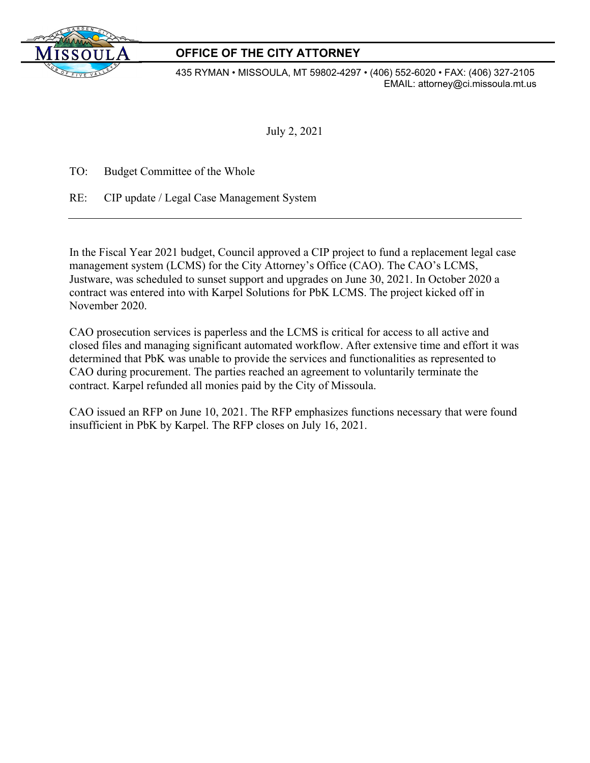## OFFICE OF THE CITY ATTORNEY

435 RYMAN • MISSOULA, MT 59802-4297 • (406) 552-6020 • FAX: (406) 327-2105
EMAIL: attorney@ci.missoula.mt.us

July 2, 2021

TO: Budget Committee of the Whole

RE: CIP update / Legal Case Management System

---

In the Fiscal Year 2021 budget, Council approved a CIP project to fund a replacement legal case management system (LCMS) for the City Attorney's Office (CAO). The CAO's LCMS, Justware, was scheduled to sunset support and upgrades on June 30, 2021. In October 2020 a contract was entered into with Karpel Solutions for PbK LCMS. The project kicked off in November 2020.

CAO prosecution services is paperless and the LCMS is critical for access to all active and closed files and managing significant automated workflow. After extensive time and effort it was determined that PbK was unable to provide the services and functionalities as represented to CAO during procurement. The parties reached an agreement to voluntarily terminate the contract. Karpel refunded all monies paid by the City of Missoula.

CAO issued an RFP on June 10, 2021. The RFP emphasizes functions necessary that were found insufficient in PbK by Karpel. The RFP closes on July 16, 2021.